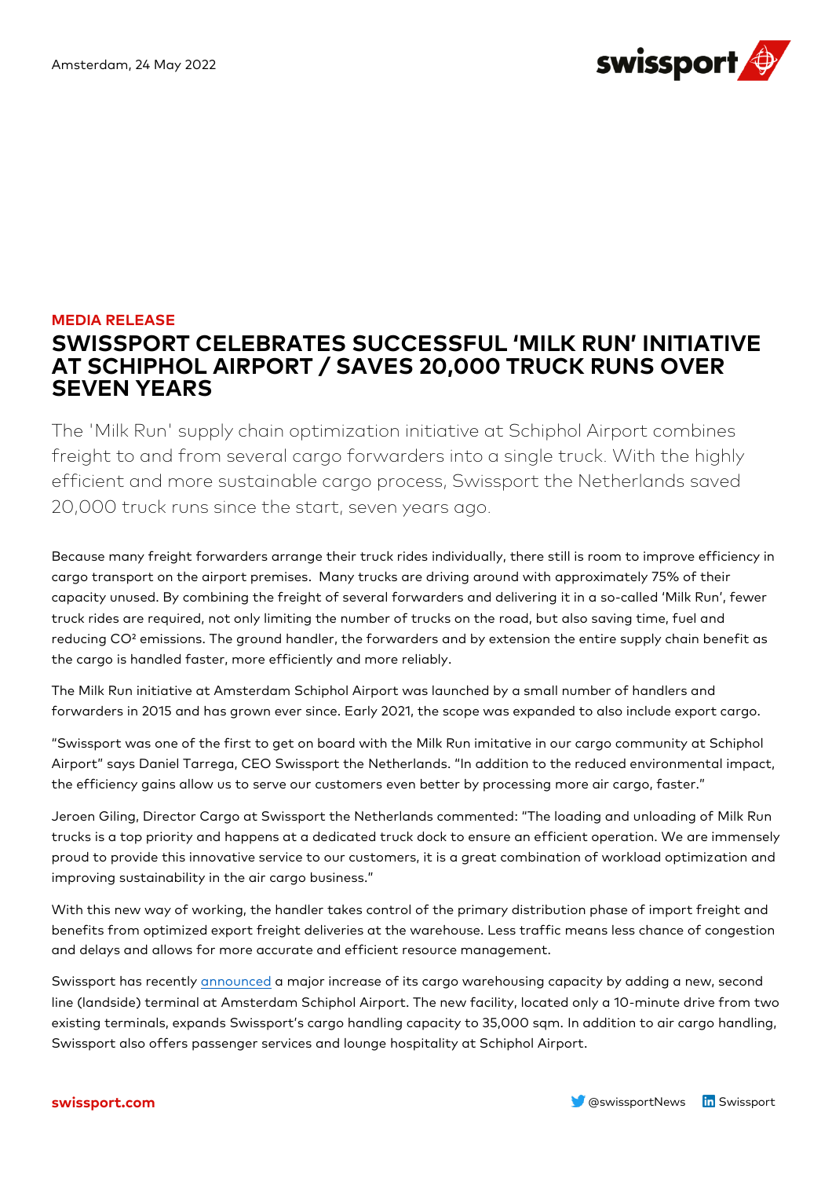Amsterdam, 24 May 2022

**MEDIA RELEASE**

# SWISSPORT CELEBRATES SUCCESSFUL 'MILK RUN' INITIATIVE AT SCHIPHOL AIRPORT / SAVES 20,000 TRUCK RUNS OVER SEVEN YEARS

The 'Milk Run' supply chain optimization initiative at Schiphol Airport combines freight to and from several cargo forwarders into a single truck. With the highly efficient and more sustainable cargo process, Swissport the Netherlands saved 20,000 truck runs since the start, seven years ago.

Because many freight forwarders arrange their truck rides individually, there still is room to improve efficiency in cargo transport on the airport premises. Many trucks are driving around with approximately 75% of their capacity unused. By combining the freight of several forwarders and delivering it in a so-called 'Milk Run', fewer truck rides are required, not only limiting the number of trucks on the road, but also saving time, fuel and reducing $CO^2$ emissions. The ground handler, the forwarders and by extension the entire supply chain benefit as the cargo is handled faster, more efficiently and more reliably.

The Milk Run initiative at Amsterdam Schiphol Airport was launched by a small number of handlers and forwarders in 2015 and has grown ever since. Early 2021, the scope was expanded to also include export cargo.

"Swissport was one of the first to get on board with the Milk Run imitative in our cargo community at Schiphol Airport" says Daniel Tarrega, CEO Swissport the Netherlands. "In addition to the reduced environmental impact, the efficiency gains allow us to serve our customers even better by processing more air cargo, faster."

Jeroen Giling, Director Cargo at Swissport the Netherlands commented: "The loading and unloading of Milk Run trucks is a top priority and happens at a dedicated truck dock to ensure an efficient operation. We are immensely proud to provide this innovative service to our customers, it is a great combination of workload optimization and improving sustainability in the air cargo business."

With this new way of working, the handler takes control of the primary distribution phase of import freight and benefits from optimized export freight deliveries at the warehouse. Less traffic means less chance of congestion and delays and allows for more accurate and efficient resource management.

Swissport has recently announced a major increase of its cargo warehousing capacity by adding a new, second line (landside) terminal at Amsterdam Schiphol Airport. The new facility, located only a 10-minute drive from two existing terminals, expands Swissport's cargo handling capacity to 35,000 sqm. In addition to air cargo handling, Swissport also offers passenger services and lounge hospitality at Schiphol Airport.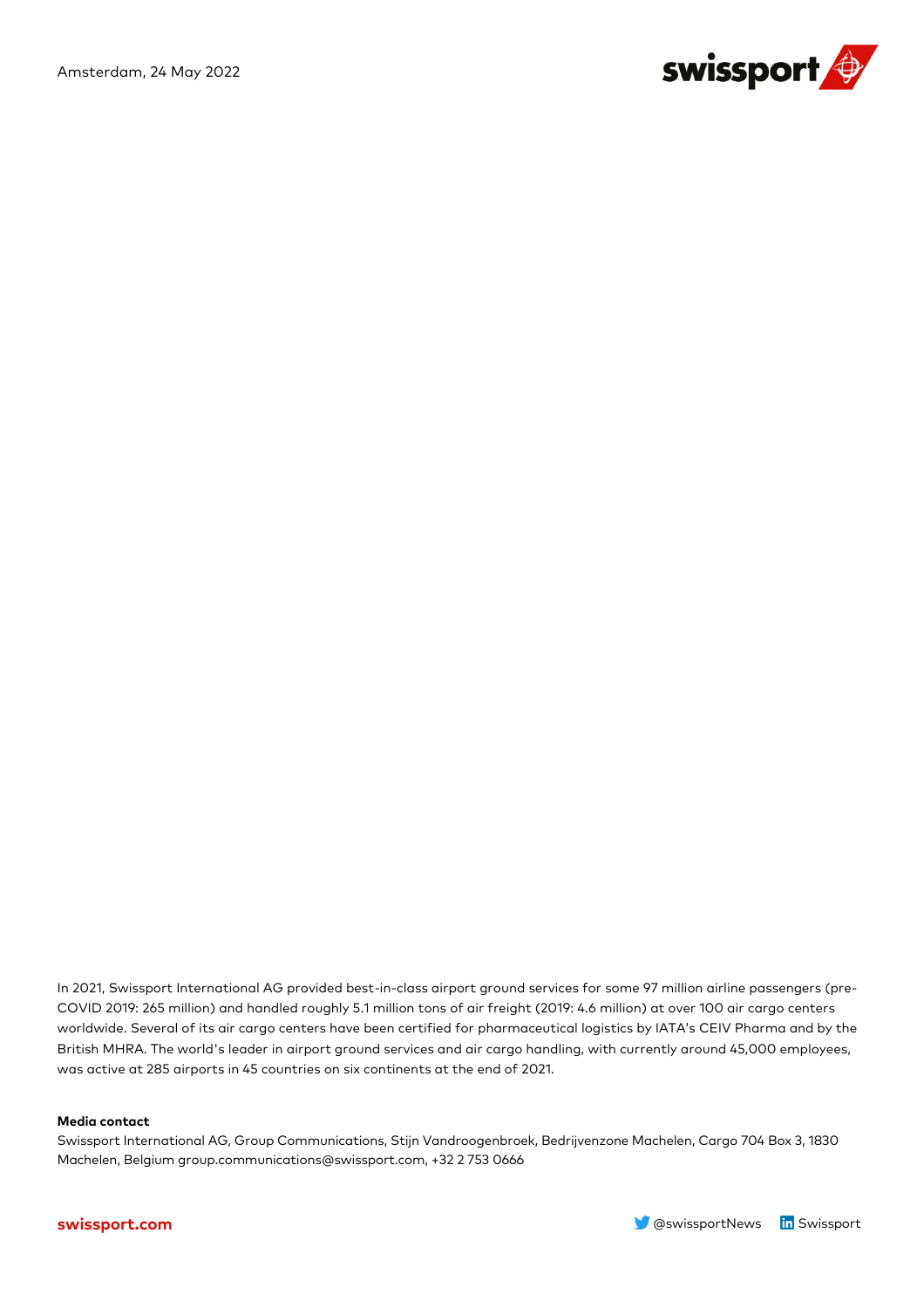In 2021, Swissport International AG provided best-in-class airport ground services for some 97 million airline passengers (pre-COVID 2019: 265 million) and handled roughly 5.1 million tons of air freight (2019: 4.6 million) at over 100 air cargo centers worldwide. Several of its air cargo centers have been certified for pharmaceutical logistics by IATA's CEIV Pharma and by the British MHRA. The world's leader in airport ground services and air cargo handling, with currently around 45,000 employees, was active at 285 airports in 45 countries on six continents at the end of 2021.

**Media contact**

Swissport International AG, Group Communications, Stijn Vandroogenbroek, Bedrijvenzone Machelen, Cargo 704 Box 3, 1830 Machelen, Belgium group.communications@swissport.com, +32 2 753 0666

**swissport.com**

@swissportNews Swissport